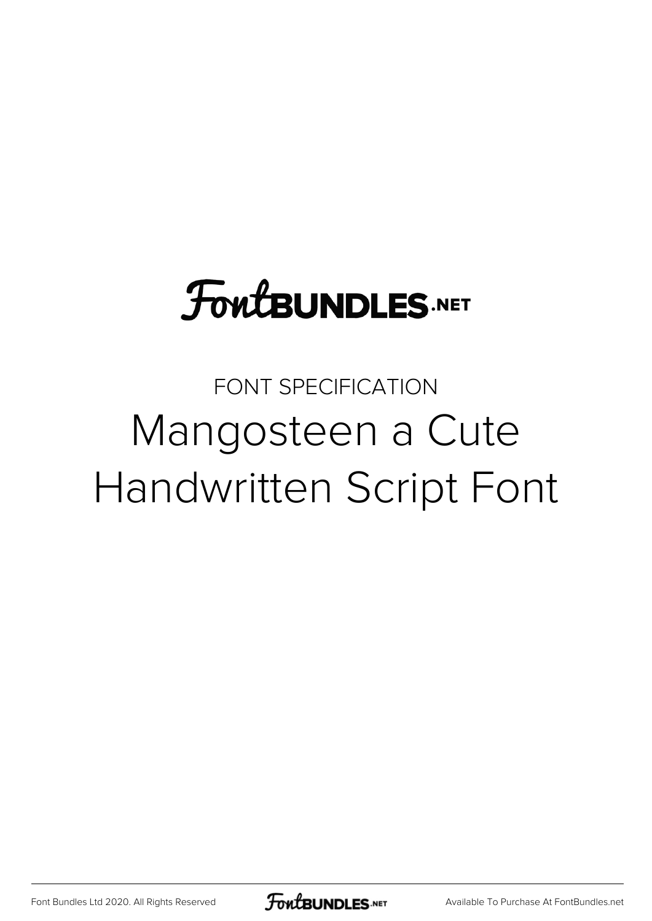FontBUNDLES.NET

FONT SPECIFICATION

# Mangosteen a Cute Handwritten Script Font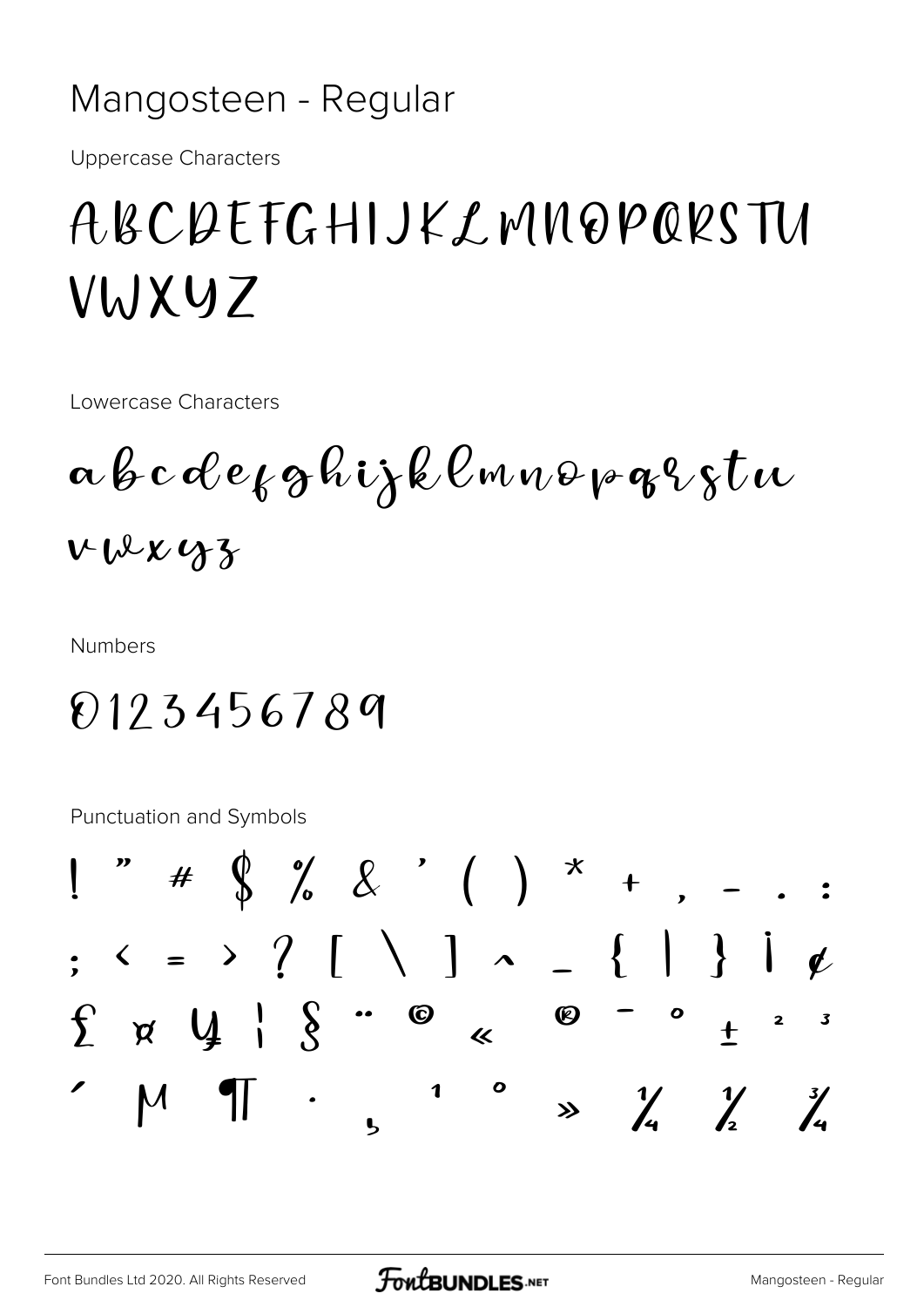# Mangosteen - Regular

Uppercase Characters

ABCDEFGHIJKLMNOPQRSTU
VWXYZ

Lowercase Characters

abcdefghijklmnopqrstu
vwxyz

Numbers

0123456789

Punctuation and Symbols

! " # $ % & ' ( ) * + , - . :
; < = > ? [ \ ] ^ _ { | } ¡ ¢
£ ¤ ¥ ¦ § ¨ © « ® ¯ ° ± ² ³
´ µ ¶ · ¸ ¹ º » ¼ ½ ¾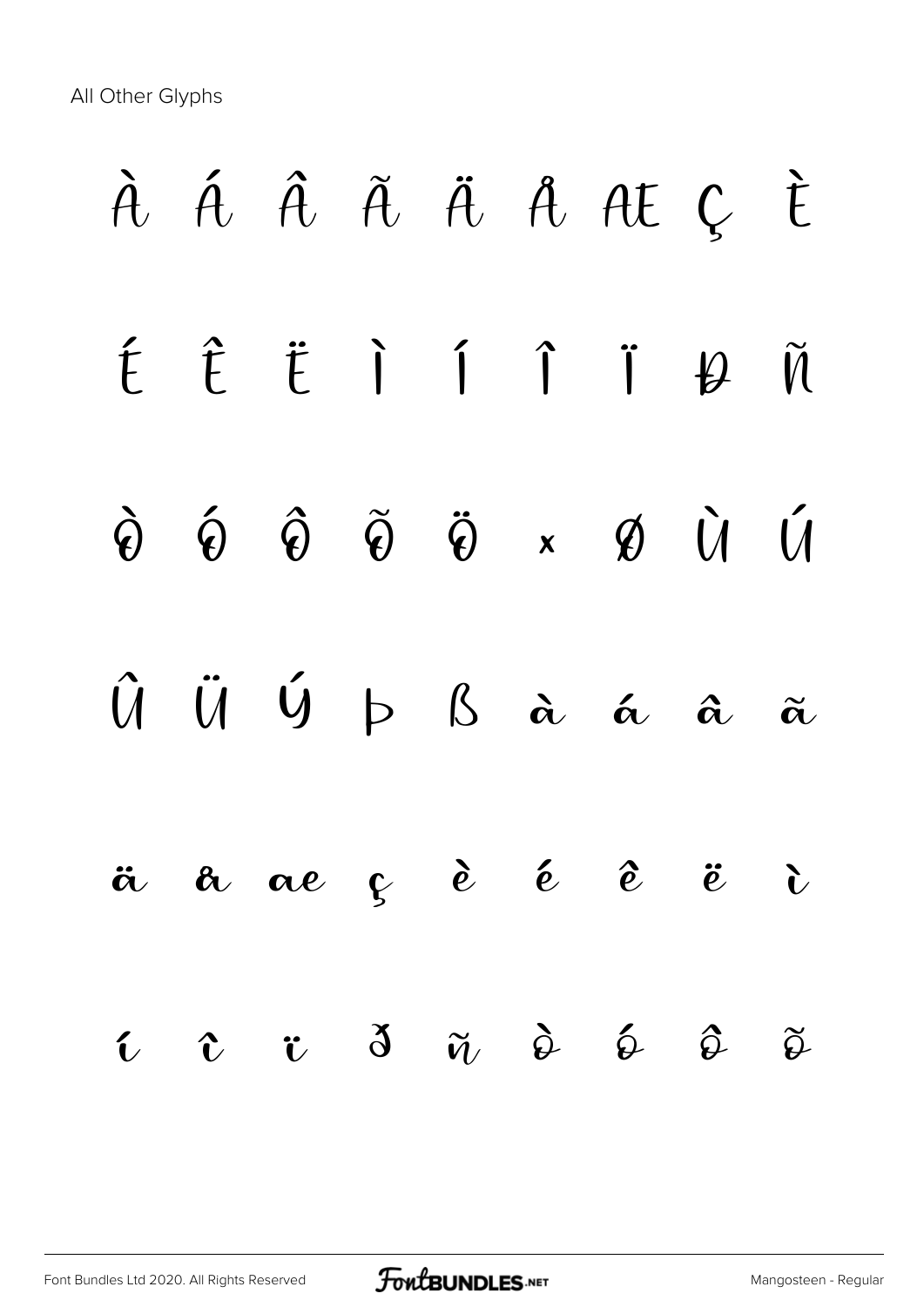All Other Glyphs

À Á Â Ã Ä Å Æ Ç È

É Ê Ë Ì Í Î Ï Đ Ñ

Ò Ó Ô Õ Ö × Ø Ù Ú

Û Ü Ý Þ ß à á â ã

ä å æ ç è é ê ë ì

í î ï ð ñ ò ó ô õ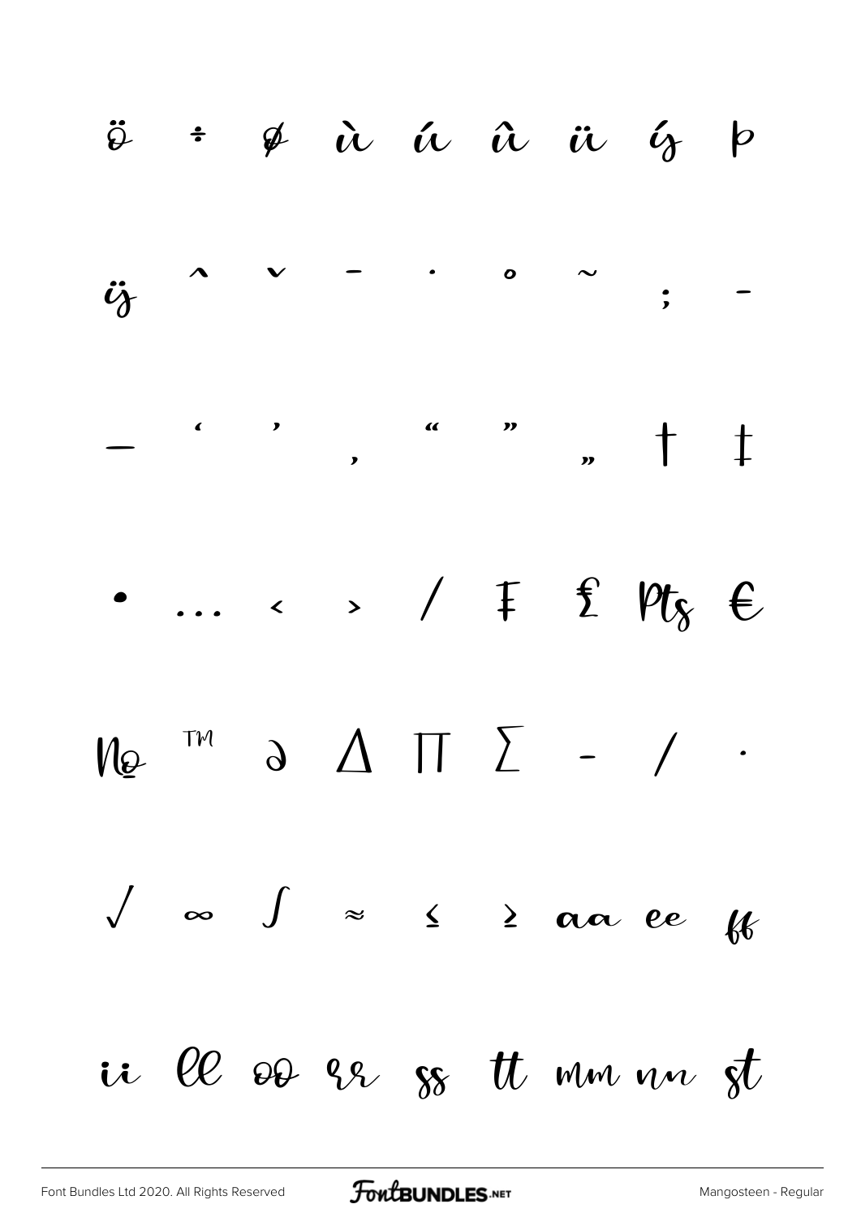ö ÷ ø ù ú û ü ý þ

ÿ ˆ ˇ ˉ ˙ ˚ ˜ ; -

— ' ' ‚ " " „ † ‡

• … ‹ › ⁄ ₣ ₤ ₧ €

№ ™ ∂ ∆ ∏ ∑ − ∕ ∙

√ ∞ ∫ ≈ ≤ ≥ aa ee ff

ii ll oo rr ss tt mm nn st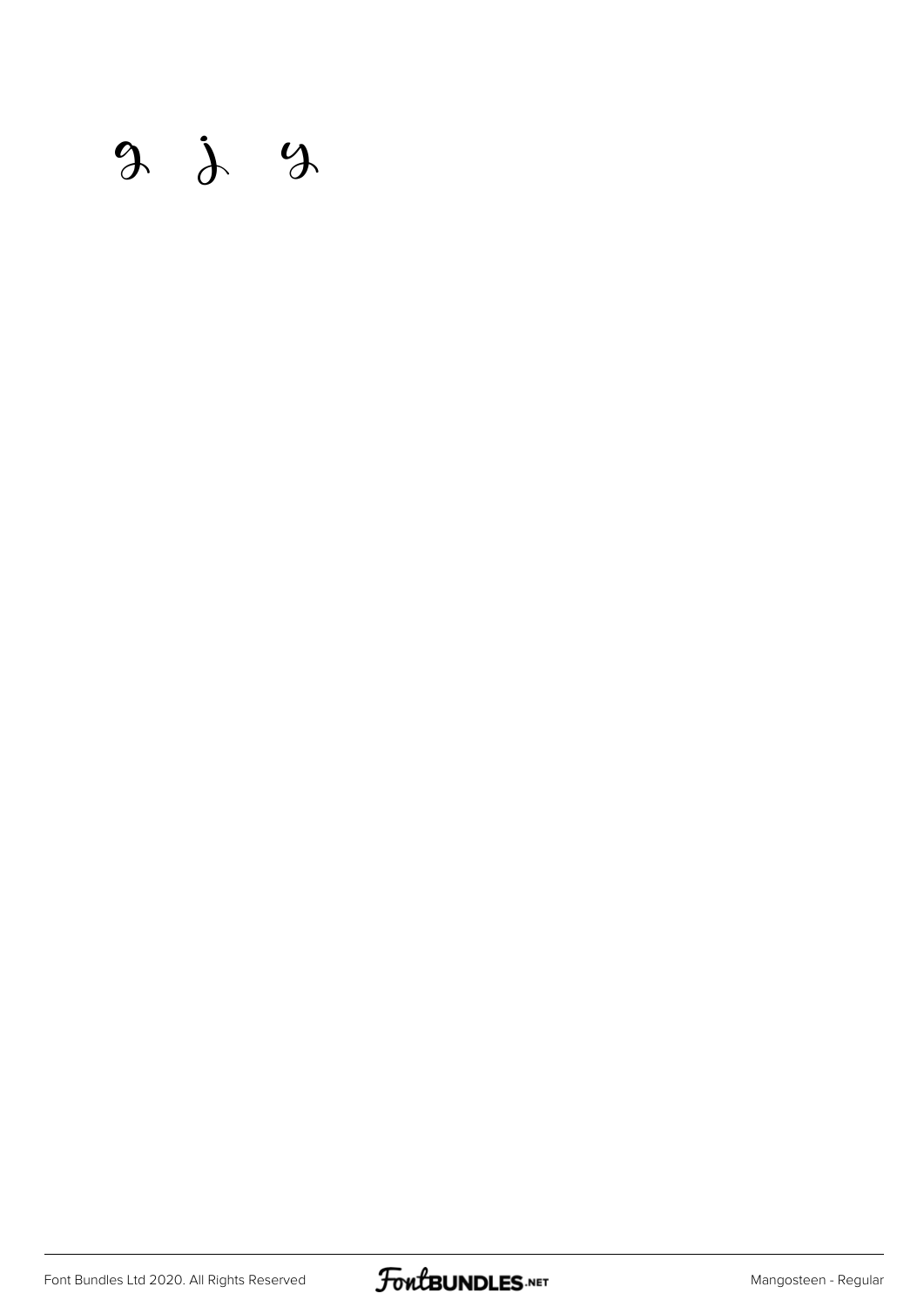g j y